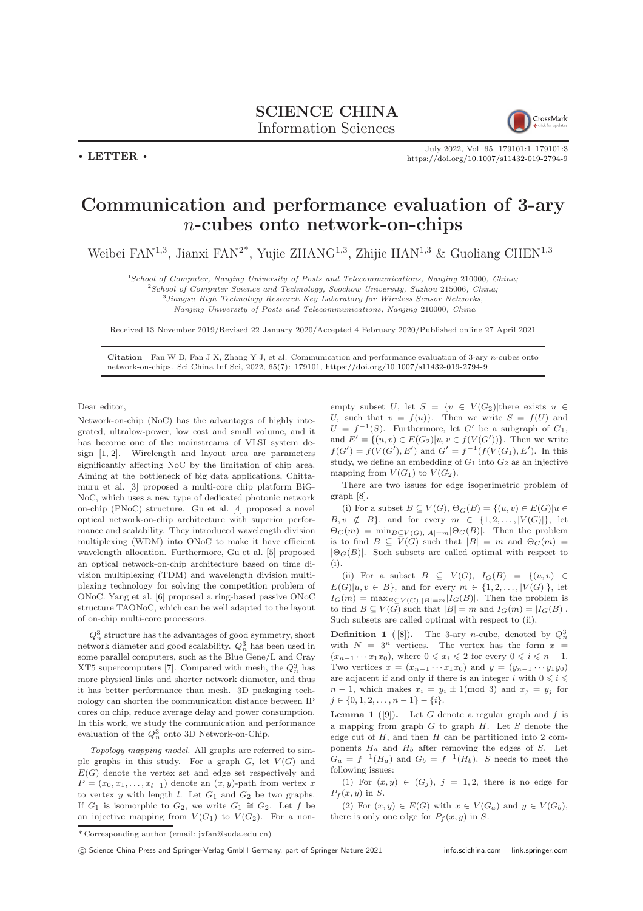**SCIENCE CHINA**
**Information Sciences**

• **LETTER** •

# Communication and performance evaluation of 3-ary $n$-cubes onto network-on-chips

Weibei FAN[1,3], Jianxi FAN[2*], Yujie ZHANG[1,3], Zhijie HAN[1,3] & Guoliang CHEN[1,3]

[1] *School of Computer, Nanjing University of Posts and Telecommunications, Nanjing* 210000*, China;*
[2] *School of Computer Science and Technology, Soochow University, Suzhou* 215006*, China;*
[3] *Jiangsu High Technology Research Key Laboratory for Wireless Sensor Networks, Nanjing University of Posts and Telecommunications, Nanjing* 210000*, China*

Received 13 November 2019/Revised 22 January 2020/Accepted 4 February 2020/Published online 27 April 2021

**Citation** Fan W B, Fan J X, Zhang Y J, et al. Communication and performance evaluation of 3-ary $n$-cubes onto network-on-chips. Sci China Inf Sci, 2022, 65(7): 179101, https://doi.org/10.1007/s11432-019-2794-9

Dear editor,

Network-on-chip (NoC) has the advantages of highly integrated, ultralow-power, low cost and small volume, and it has become one of the mainstreams of VLSI system design [1, 2]. Wirelength and layout area are parameters significantly affecting NoC by the limitation of chip area. Aiming at the bottleneck of big data applications, Chittamuru et al. [3] proposed a multi-core chip platform BiG-NoC, which uses a new type of dedicated photonic network on-chip (PNoC) structure. Gu et al. [4] proposed a novel optical network-on-chip architecture with superior performance and scalability. They introduced wavelength division multiplexing (WDM) into ONoC to make it have efficient wavelength allocation. Furthermore, Gu et al. [5] proposed an optical network-on-chip architecture based on time division multiplexing (TDM) and wavelength division multiplexing technology for solving the competition problem of ONoC. Yang et al. [6] proposed a ring-based passive ONoC structure TAONoC, which can be well adapted to the layout of on-chip multi-core processors.

$Q_n^3$ structure has the advantages of good symmetry, short network diameter and good scalability. $Q_n^3$ has been used in some parallel computers, such as the Blue Gene/L and Cray XT5 supercomputers [7]. Compared with mesh, the $Q_n^3$ has more physical links and shorter network diameter, and thus it has better performance than mesh. 3D packaging technology can shorten the communication distance between IP cores on chip, reduce average delay and power consumption. In this work, we study the communication and performance evaluation of the $Q_n^3$ onto 3D Network-on-Chip.

*Topology mapping model*. All graphs are referred to simple graphs in this study. For a graph $G$, let $V(G)$ and $E(G)$ denote the vertex set and edge set respectively and $P = (x_0, x_1, \ldots, x_{l-1})$ denote an $(x, y)$-path from vertex $x$ to vertex $y$ with length $l$. Let $G_1$ and $G_2$ be two graphs. If $G_1$ is isomorphic to $G_2$, we write $G_1 \cong G_2$. Let $f$ be an injective mapping from $V(G_1)$ to $V(G_2)$. For a non-empty subset $U$, let $S = \{v \in V(G_2)|$there exists $u \in U$, such that $v = f(u)\}$. Then we write $S = f(U)$ and $U = f^{-1}(S)$. Furthermore, let $G'$ be a subgraph of $G_1$, and $E' = \{(u,v) \in E(G_2)|u, v \in f(V(G'))\}$. Then we write $f(G') = f(V(G'), E')$ and $G' = f^{-1}(f(V(G_1), E')$. In this study, we define an embedding of $G_1$ into $G_2$ as an injective mapping from $V(G_1)$ to $V(G_2)$.

There are two issues for edge isoperimetric problem of graph [8].

(i) For a subset $B \subseteq V(G)$, $\Theta_G(B) = \{(u,v) \in E(G)|u \in B, v \notin B\}$, and for every $m \in \{1, 2, \ldots, |V(G)|\}$, let $\Theta_G(m) = \min_{B \subseteq V(G), |A|=m} |\Theta_G(B)|$. Then the problem is to find $B \subseteq V(G)$ such that $|B| = m$ and $\Theta_G(m) = |\Theta_G(B)|$. Such subsets are called optimal with respect to (i).

(ii) For a subset $B \subseteq V(G)$, $I_G(B) = \{(u,v) \in E(G)|u, v \in B\}$, and for every $m \in \{1, 2, \ldots, |V(G)|\}$, let $I_G(m) = \max_{B \subseteq V(G), |B|=m} |I_G(B)|$. Then the problem is to find $B \subseteq V(G)$ such that $|B| = m$ and $I_G(m) = |I_G(B)|$. Such subsets are called optimal with respect to (ii).

**Definition 1** ([8])**.** The 3-ary $n$-cube, denoted by $Q_n^3$ with $N = 3^n$ vertices. The vertex has the form $x = (x_{n-1} \cdots x_1 x_0)$, where $0 \leqslant x_i \leqslant 2$ for every $0 \leqslant i \leqslant n-1$. Two vertices $x = (x_{n-1} \cdots x_1 x_0)$ and $y = (y_{n-1} \cdots y_1 y_0)$ are adjacent if and only if there is an integer $i$ with $0 \leqslant i \leqslant n-1$, which makes $x_i = y_i \pm 1 (\mathrm{mod}\ 3)$ and $x_j = y_j$ for $j \in \{0, 1, 2, \ldots, n-1\} - \{i\}$.

**Lemma 1** ([9])**.** Let $G$ denote a regular graph and $f$ is a mapping from graph $G$ to graph $H$. Let $S$ denote the edge cut of $H$, and then $H$ can be partitioned into 2 components $H_a$ and $H_b$ after removing the edges of $S$. Let $G_a = f^{-1}(H_a)$ and $G_b = f^{-1}(H_b)$. $S$ needs to meet the following issues:

(1) For $(x, y) \in (G_j)$, $j = 1, 2$, there is no edge for $P_f(x, y)$ in $S$.

(2) For $(x, y) \in E(G)$ with $x \in V(G_a)$ and $y \in V(G_b)$, there is only one edge for $P_f(x, y)$ in $S$.

\* Corresponding author (email: jxfan@suda.edu.cn)

© Science China Press and Springer-Verlag GmbH Germany, part of Springer Nature 2021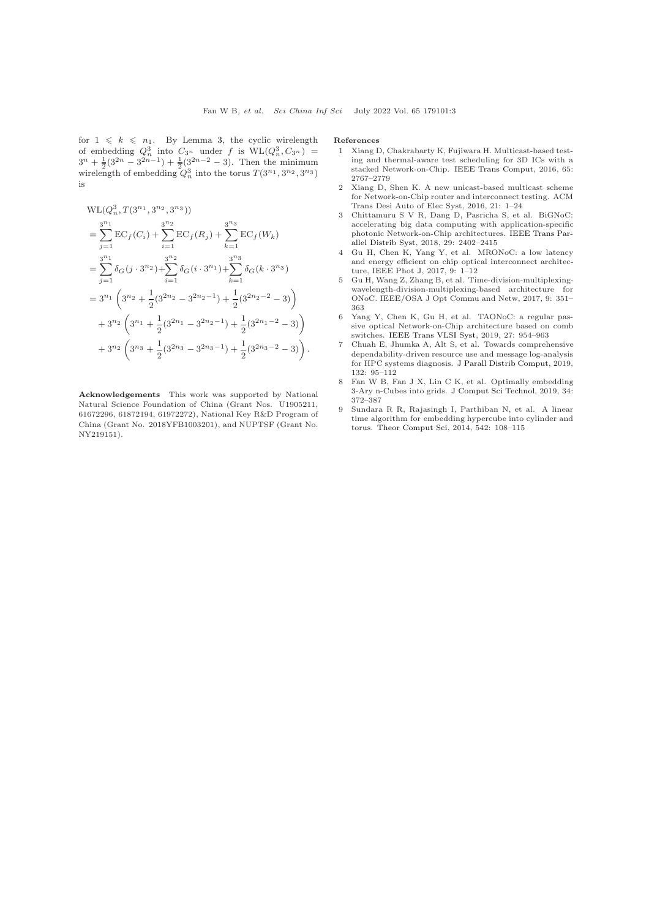for $1 \leqslant k \leqslant n_1$. By Lemma 3, the cyclic wirelength of embedding $Q_n^3$ into $C_{3^n}$ under $f$ is $\mathrm{WL}(Q_n^3, C_{3^n}) = 3^n + \frac{1}{2}(3^{2n} - 3^{2n-1}) + \frac{1}{2}(3^{2n-2} - 3)$. Then the minimum wirelength of embedding $Q_n^3$ into the torus $T(3^{n_1}, 3^{n_2}, 3^{n_3})$ is

$$
\begin{aligned}
&\mathrm{WL}(Q_n^3, T(3^{n_1}, 3^{n_2}, 3^{n_3})) \\
&= \sum_{j=1}^{3^{n_1}} \mathrm{EC}_f(C_i) + \sum_{i=1}^{3^{n_2}} \mathrm{EC}_f(R_j) + \sum_{k=1}^{3^{n_3}} \mathrm{EC}_f(W_k) \\
&= \sum_{j=1}^{3^{n_1}} \delta_G(j \cdot 3^{n_2}) + \sum_{i=1}^{3^{n_2}} \delta_G(i \cdot 3^{n_1}) + \sum_{k=1}^{3^{n_3}} \delta_G(k \cdot 3^{n_3}) \\
&= 3^{n_1} \left( 3^{n_2} + \frac{1}{2}(3^{2n_2} - 3^{2n_2-1}) + \frac{1}{2}(3^{2n_2-2} - 3) \right) \\
&\quad + 3^{n_2} \left( 3^{n_1} + \frac{1}{2}(3^{2n_1} - 3^{2n_2-1}) + \frac{1}{2}(3^{2n_1-2} - 3) \right) \\
&\quad + 3^{n_2} \left( 3^{n_3} + \frac{1}{2}(3^{2n_3} - 3^{2n_3-1}) + \frac{1}{2}(3^{2n_3-2} - 3) \right).
\end{aligned}
$$

**Acknowledgements** This work was supported by National Natural Science Foundation of China (Grant Nos. U1905211, 61672296, 61872194, 61972272), National Key R&D Program of China (Grant No. 2018YFB1003201), and NUPTSF (Grant No. NY219151).

## References

1. Xiang D, Chakrabarty K, Fujiwara H. Multicast-based testing and thermal-aware test scheduling for 3D ICs with a stacked Network-on-Chip. IEEE Trans Comput, 2016, 65: 2767–2779
2. Xiang D, Shen K. A new unicast-based multicast scheme for Network-on-Chip router and interconnect testing. ACM Trans Desi Auto of Elec Syst, 2016, 21: 1–24
3. Chittamuru S V R, Dang D, Pasricha S, et al. BiGNoC: accelerating big data computing with application-specific photonic Network-on-Chip architectures. IEEE Trans Parallel Distrib Syst, 2018, 29: 2402–2415
4. Gu H, Chen K, Yang Y, et al. MRONoC: a low latency and energy efficient on chip optical interconnect architecture, IEEE Phot J, 2017, 9: 1–12
5. Gu H, Wang Z, Zhang B, et al. Time-division-multiplexing-wavelength-division-multiplexing-based architecture for ONoC. IEEE/OSA J Opt Commu and Netw, 2017, 9: 351–363
6. Yang Y, Chen K, Gu H, et al. TAONoC: a regular passive optical Network-on-Chip architecture based on comb switches. IEEE Trans VLSI Syst, 2019, 27: 954–963
7. Chuah E, Jhumka A, Alt S, et al. Towards comprehensive dependability-driven resource use and message log-analysis for HPC systems diagnosis. J Parall Distrib Comput, 2019, 132: 95–112
8. Fan W B, Fan J X, Lin C K, et al. Optimally embedding 3-Ary n-Cubes into grids. J Comput Sci Technol, 2019, 34: 372–387
9. Sundara R R, Rajasingh I, Parthiban N, et al. A linear time algorithm for embedding hypercube into cylinder and torus. Theor Comput Sci, 2014, 542: 108–115